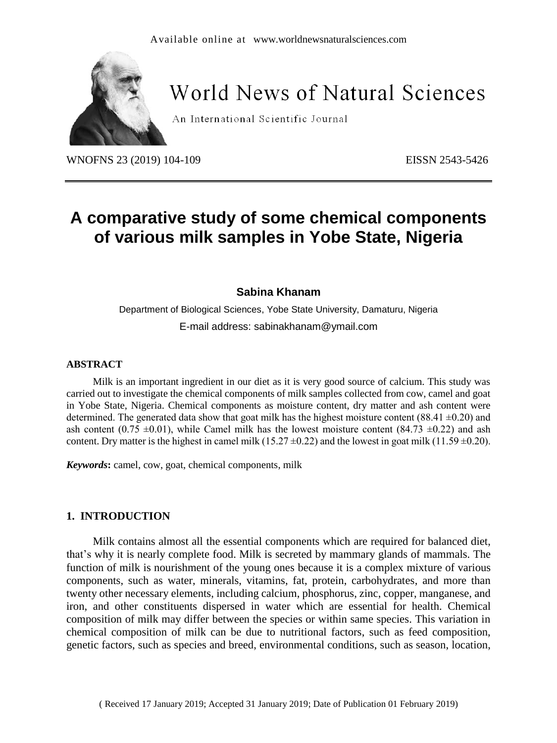# A comparative study of some chemical components of various milk samples in Yobe State, Nigeria

**Sabina Khanam**

Department of Biological Sciences, Yobe State University, Damaturu, Nigeria

E-mail address: sabinakhanam@ymail.com

### ABSTRACT

Milk is an important ingredient in our diet as it is very good source of calcium. This study was carried out to investigate the chemical components of milk samples collected from cow, camel and goat in Yobe State, Nigeria. Chemical components as moisture content, dry matter and ash content were determined. The generated data show that goat milk has the highest moisture content (88.41 ±0.20) and ash content (0.75 ±0.01), while Camel milk has the lowest moisture content (84.73 ±0.22) and ash content. Dry matter is the highest in camel milk (15.27 ±0.22) and the lowest in goat milk (11.59 ±0.20).

***Keywords*:** camel, cow, goat, chemical components, milk

## 1. INTRODUCTION

Milk contains almost all the essential components which are required for balanced diet, that's why it is nearly complete food. Milk is secreted by mammary glands of mammals. The function of milk is nourishment of the young ones because it is a complex mixture of various components, such as water, minerals, vitamins, fat, protein, carbohydrates, and more than twenty other necessary elements, including calcium, phosphorus, zinc, copper, manganese, and iron, and other constituents dispersed in water which are essential for health. Chemical composition of milk may differ between the species or within same species. This variation in chemical composition of milk can be due to nutritional factors, such as feed composition, genetic factors, such as species and breed, environmental conditions, such as season, location,

( Received 17 January 2019; Accepted 31 January 2019; Date of Publication 01 February 2019)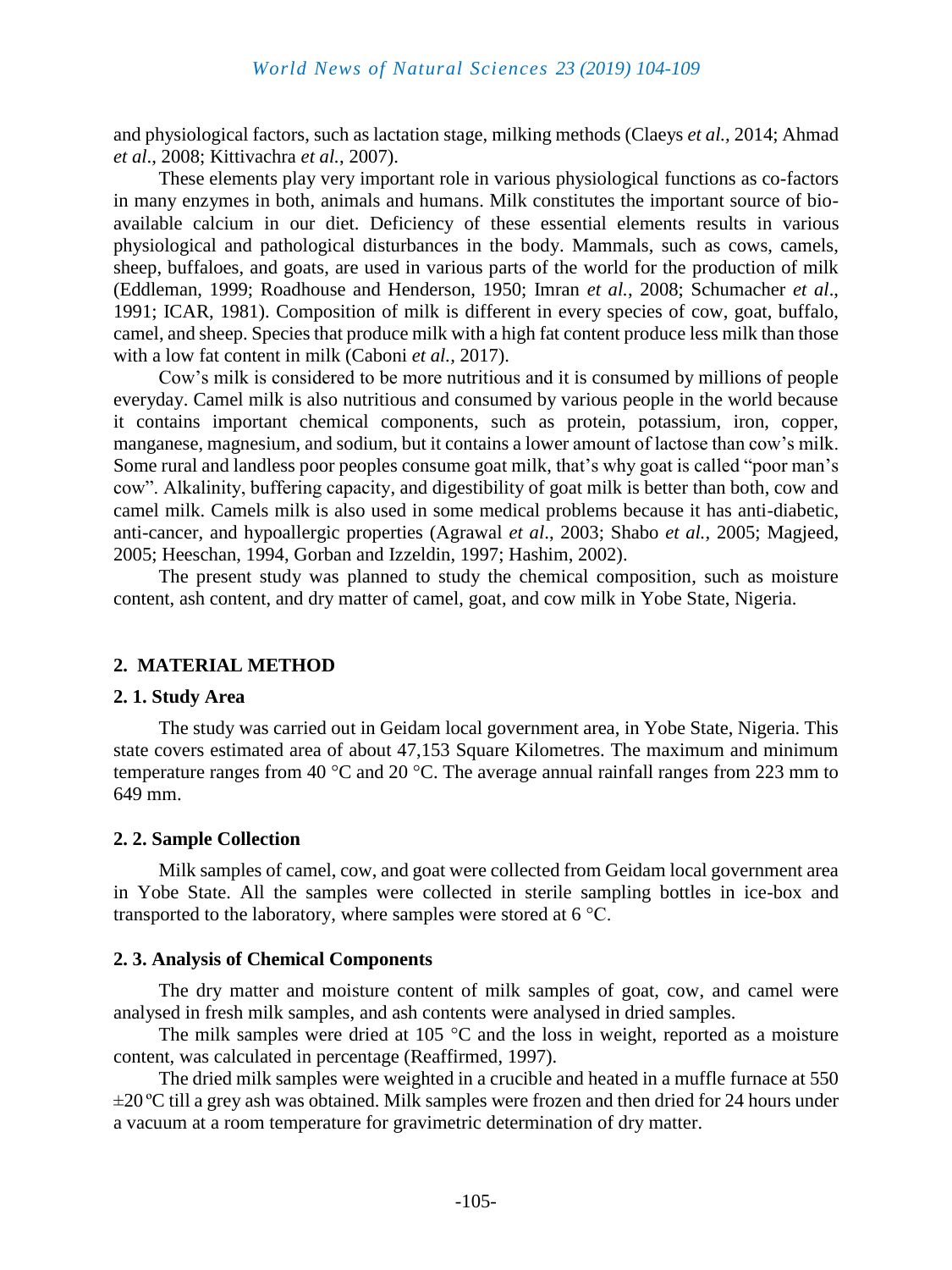and physiological factors, such as lactation stage, milking methods (Claeys *et al.*, 2014; Ahmad *et al*., 2008; Kittivachra *et al.*, 2007).

These elements play very important role in various physiological functions as co-factors in many enzymes in both, animals and humans. Milk constitutes the important source of bio-available calcium in our diet. Deficiency of these essential elements results in various physiological and pathological disturbances in the body. Mammals, such as cows, camels, sheep, buffaloes, and goats, are used in various parts of the world for the production of milk (Eddleman, 1999; Roadhouse and Henderson, 1950; Imran *et al.*, 2008; Schumacher *et al*., 1991; ICAR, 1981). Composition of milk is different in every species of cow, goat, buffalo, camel, and sheep. Species that produce milk with a high fat content produce less milk than those with a low fat content in milk (Caboni *et al.*, 2017).

Cow's milk is considered to be more nutritious and it is consumed by millions of people everyday. Camel milk is also nutritious and consumed by various people in the world because it contains important chemical components, such as protein, potassium, iron, copper, manganese, magnesium, and sodium, but it contains a lower amount of lactose than cow's milk. Some rural and landless poor peoples consume goat milk, that's why goat is called "poor man's cow". Alkalinity, buffering capacity, and digestibility of goat milk is better than both, cow and camel milk. Camels milk is also used in some medical problems because it has anti-diabetic, anti-cancer, and hypoallergic properties (Agrawal *et al*., 2003; Shabo *et al.*, 2005; Magjeed, 2005; Heeschan, 1994, Gorban and Izzeldin, 1997; Hashim, 2002).

The present study was planned to study the chemical composition, such as moisture content, ash content, and dry matter of camel, goat, and cow milk in Yobe State, Nigeria.

## 2. MATERIAL METHOD

### 2. 1. Study Area

The study was carried out in Geidam local government area, in Yobe State, Nigeria. This state covers estimated area of about 47,153 Square Kilometres. The maximum and minimum temperature ranges from 40 °C and 20 °C. The average annual rainfall ranges from 223 mm to 649 mm.

### 2. 2. Sample Collection

Milk samples of camel, cow, and goat were collected from Geidam local government area in Yobe State. All the samples were collected in sterile sampling bottles in ice-box and transported to the laboratory, where samples were stored at 6 °C.

### 2. 3. Analysis of Chemical Components

The dry matter and moisture content of milk samples of goat, cow, and camel were analysed in fresh milk samples, and ash contents were analysed in dried samples.

The milk samples were dried at 105 °C and the loss in weight, reported as a moisture content, was calculated in percentage (Reaffirmed, 1997).

The dried milk samples were weighted in a crucible and heated in a muffle furnace at 550 ±20 ºC till a grey ash was obtained. Milk samples were frozen and then dried for 24 hours under a vacuum at a room temperature for gravimetric determination of dry matter.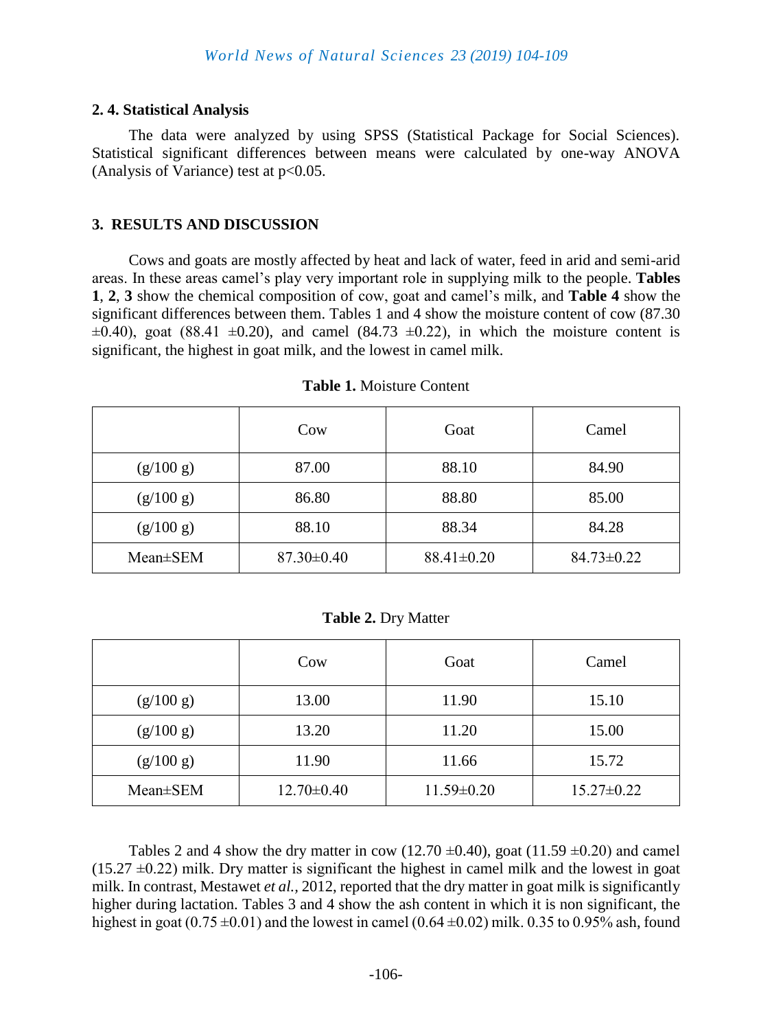### 2. 4. Statistical Analysis

The data were analyzed by using SPSS (Statistical Package for Social Sciences). Statistical significant differences between means were calculated by one-way ANOVA (Analysis of Variance) test at $p<0.05$.

## 3. RESULTS AND DISCUSSION

Cows and goats are mostly affected by heat and lack of water, feed in arid and semi-arid areas. In these areas camel's play very important role in supplying milk to the people. **Tables 1**, **2**, **3** show the chemical composition of cow, goat and camel's milk, and **Table 4** show the significant differences between them. Tables 1 and 4 show the moisture content of cow (87.30 ±0.40), goat (88.41 ±0.20), and camel (84.73 ±0.22), in which the moisture content is significant, the highest in goat milk, and the lowest in camel milk.

**Table 1.** Moisture Content

| | Cow | Goat | Camel |
|---|---|---|---|
| (g/100 g) | 87.00 | 88.10 | 84.90 |
| (g/100 g) | 86.80 | 88.80 | 85.00 |
| (g/100 g) | 88.10 | 88.34 | 84.28 |
| Mean±SEM | 87.30±0.40 | 88.41±0.20 | 84.73±0.22 |

**Table 2.** Dry Matter

| | Cow | Goat | Camel |
|---|---|---|---|
| (g/100 g) | 13.00 | 11.90 | 15.10 |
| (g/100 g) | 13.20 | 11.20 | 15.00 |
| (g/100 g) | 11.90 | 11.66 | 15.72 |
| Mean±SEM | 12.70±0.40 | 11.59±0.20 | 15.27±0.22 |

Tables 2 and 4 show the dry matter in cow (12.70 ±0.40), goat (11.59 ±0.20) and camel (15.27 ±0.22) milk. Dry matter is significant the highest in camel milk and the lowest in goat milk. In contrast, Mestawet *et al.*, 2012, reported that the dry matter in goat milk is significantly higher during lactation. Tables 3 and 4 show the ash content in which it is non significant, the highest in goat (0.75 ±0.01) and the lowest in camel (0.64 ±0.02) milk. 0.35 to 0.95% ash, found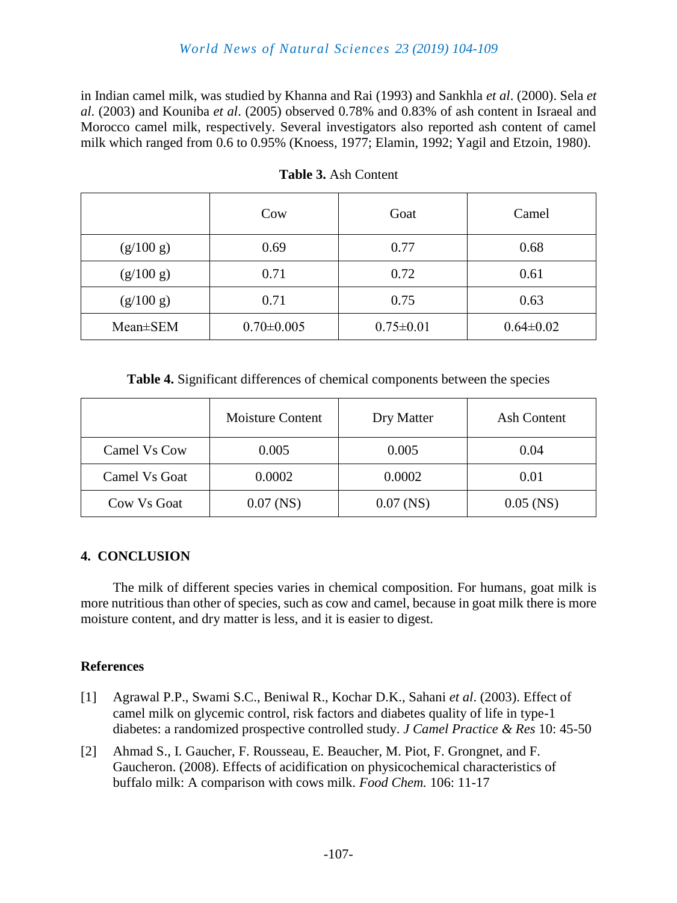in Indian camel milk, was studied by Khanna and Rai (1993) and Sankhla *et al*. (2000). Sela *et al*. (2003) and Kouniba *et al*. (2005) observed 0.78% and 0.83% of ash content in Israeal and Morocco camel milk, respectively. Several investigators also reported ash content of camel milk which ranged from 0.6 to 0.95% (Knoess, 1977; Elamin, 1992; Yagil and Etzoin, 1980).

**Table 3.** Ash Content

| | Cow | Goat | Camel |
|---|---|---|---|
| (g/100 g) | 0.69 | 0.77 | 0.68 |
| (g/100 g) | 0.71 | 0.72 | 0.61 |
| (g/100 g) | 0.71 | 0.75 | 0.63 |
| Mean±SEM | 0.70±0.005 | 0.75±0.01 | 0.64±0.02 |

**Table 4.** Significant differences of chemical components between the species

| | Moisture Content | Dry Matter | Ash Content |
|---|---|---|---|
| Camel Vs Cow | 0.005 | 0.005 | 0.04 |
| Camel Vs Goat | 0.0002 | 0.0002 | 0.01 |
| Cow Vs Goat | 0.07 (NS) | 0.07 (NS) | 0.05 (NS) |

## 4. CONCLUSION

The milk of different species varies in chemical composition. For humans, goat milk is more nutritious than other of species, such as cow and camel, because in goat milk there is more moisture content, and dry matter is less, and it is easier to digest.

## References

[1] Agrawal P.P., Swami S.C., Beniwal R., Kochar D.K., Sahani *et al*. (2003). Effect of camel milk on glycemic control, risk factors and diabetes quality of life in type-1 diabetes: a randomized prospective controlled study. *J Camel Practice & Res* 10: 45-50

[2] Ahmad S., I. Gaucher, F. Rousseau, E. Beaucher, M. Piot, F. Grongnet, and F. Gaucheron. (2008). Effects of acidification on physicochemical characteristics of buffalo milk: A comparison with cows milk. *Food Chem.* 106: 11-17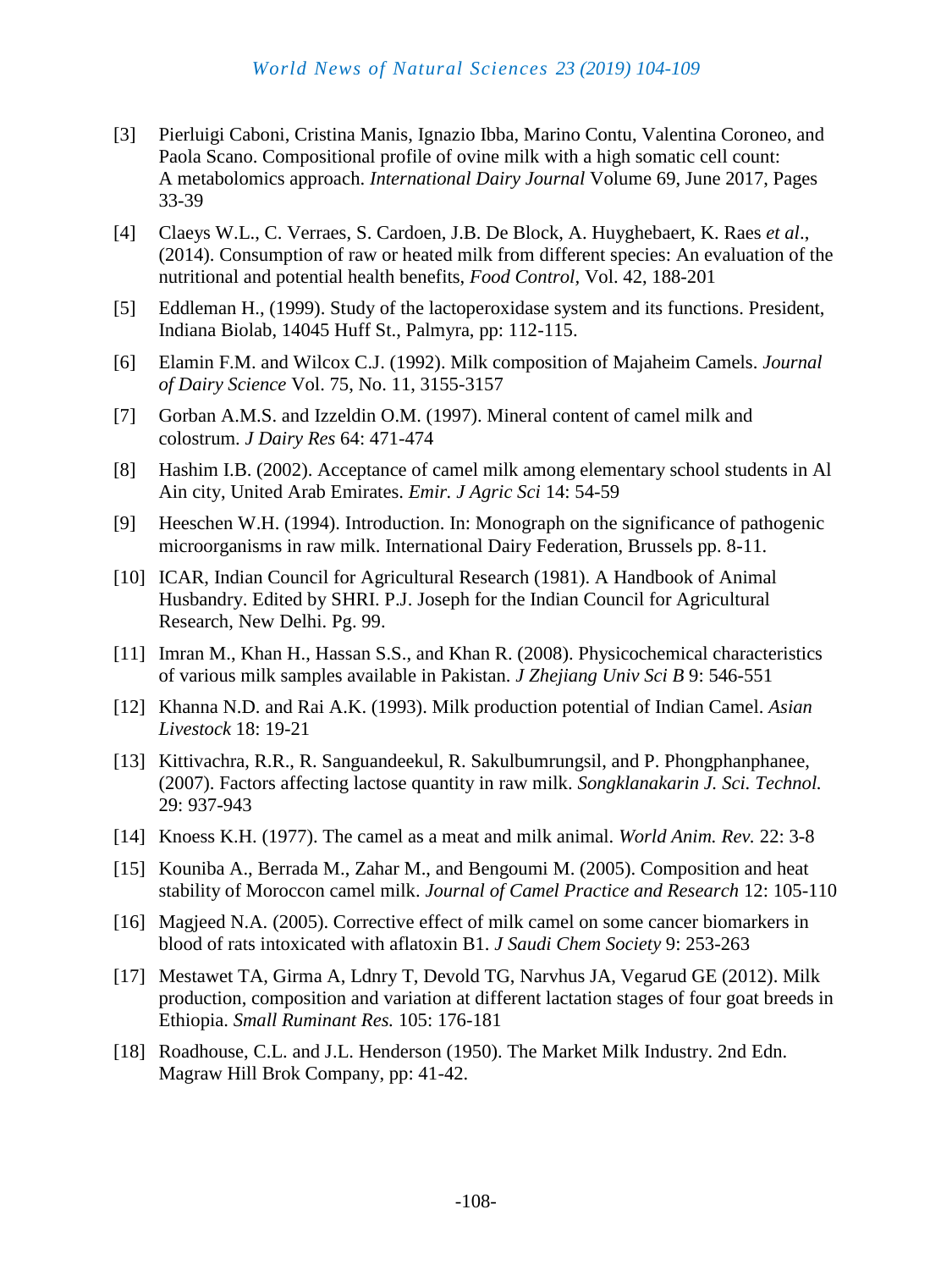[3] Pierluigi Caboni, Cristina Manis, Ignazio Ibba, Marino Contu, Valentina Coroneo, and Paola Scano. Compositional profile of ovine milk with a high somatic cell count: A metabolomics approach. *International Dairy Journal* Volume 69, June 2017, Pages 33-39

[4] Claeys W.L., C. Verraes, S. Cardoen, J.B. De Block, A. Huyghebaert, K. Raes *et al*., (2014). Consumption of raw or heated milk from different species: An evaluation of the nutritional and potential health benefits, *Food Control*, Vol. 42, 188-201

[5] Eddleman H., (1999). Study of the lactoperoxidase system and its functions. President, Indiana Biolab, 14045 Huff St., Palmyra, pp: 112-115.

[6] Elamin F.M. and Wilcox C.J. (1992). Milk composition of Majaheim Camels. *Journal of Dairy Science* Vol. 75, No. 11, 3155-3157

[7] Gorban A.M.S. and Izzeldin O.M. (1997). Mineral content of camel milk and colostrum. *J Dairy Res* 64: 471-474

[8] Hashim I.B. (2002). Acceptance of camel milk among elementary school students in Al Ain city, United Arab Emirates. *Emir. J Agric Sci* 14: 54-59

[9] Heeschen W.H. (1994). Introduction. In: Monograph on the significance of pathogenic microorganisms in raw milk. International Dairy Federation, Brussels pp. 8-11.

[10] ICAR, Indian Council for Agricultural Research (1981). A Handbook of Animal Husbandry. Edited by SHRI. P.J. Joseph for the Indian Council for Agricultural Research, New Delhi. Pg. 99.

[11] Imran M., Khan H., Hassan S.S., and Khan R. (2008). Physicochemical characteristics of various milk samples available in Pakistan. *J Zhejiang Univ Sci B* 9: 546-551

[12] Khanna N.D. and Rai A.K. (1993). Milk production potential of Indian Camel. *Asian Livestock* 18: 19-21

[13] Kittivachra, R.R., R. Sanguandeekul, R. Sakulbumrungsil, and P. Phongphanphanee, (2007). Factors affecting lactose quantity in raw milk. *Songklanakarin J. Sci. Technol.* 29: 937-943

[14] Knoess K.H. (1977). The camel as a meat and milk animal. *World Anim. Rev.* 22: 3-8

[15] Kouniba A., Berrada M., Zahar M., and Bengoumi M. (2005). Composition and heat stability of Moroccon camel milk. *Journal of Camel Practice and Research* 12: 105-110

[16] Magjeed N.A. (2005). Corrective effect of milk camel on some cancer biomarkers in blood of rats intoxicated with aflatoxin B1. *J Saudi Chem Society* 9: 253-263

[17] Mestawet TA, Girma A, Ldnry T, Devold TG, Narvhus JA, Vegarud GE (2012). Milk production, composition and variation at different lactation stages of four goat breeds in Ethiopia. *Small Ruminant Res.* 105: 176-181

[18] Roadhouse, C.L. and J.L. Henderson (1950). The Market Milk Industry. 2nd Edn. Magraw Hill Brok Company, pp: 41-42.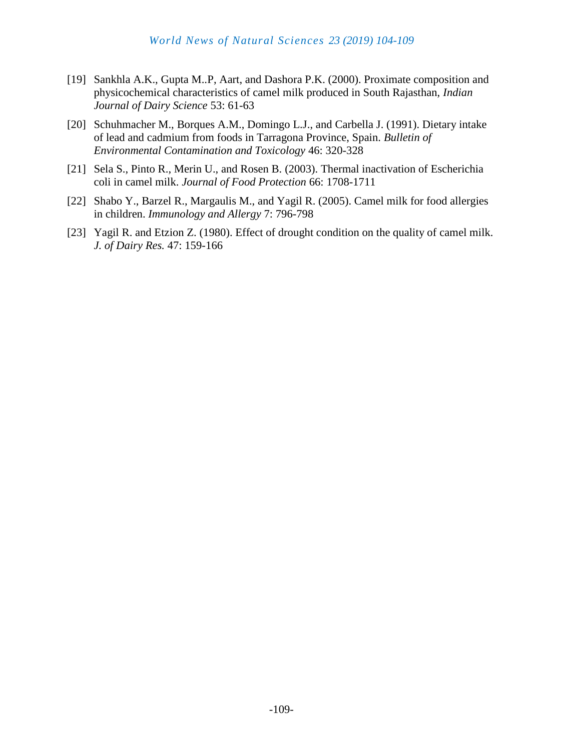[19] Sankhla A.K., Gupta M..P, Aart, and Dashora P.K. (2000). Proximate composition and physicochemical characteristics of camel milk produced in South Rajasthan, *Indian Journal of Dairy Science* 53: 61-63

[20] Schuhmacher M., Borques A.M., Domingo L.J., and Carbella J. (1991). Dietary intake of lead and cadmium from foods in Tarragona Province, Spain. *Bulletin of Environmental Contamination and Toxicology* 46: 320-328

[21] Sela S., Pinto R., Merin U., and Rosen B. (2003). Thermal inactivation of Escherichia coli in camel milk. *Journal of Food Protection* 66: 1708-1711

[22] Shabo Y., Barzel R., Margaulis M., and Yagil R. (2005). Camel milk for food allergies in children. *Immunology and Allergy* 7: 796-798

[23] Yagil R. and Etzion Z. (1980). Effect of drought condition on the quality of camel milk. *J. of Dairy Res.* 47: 159-166